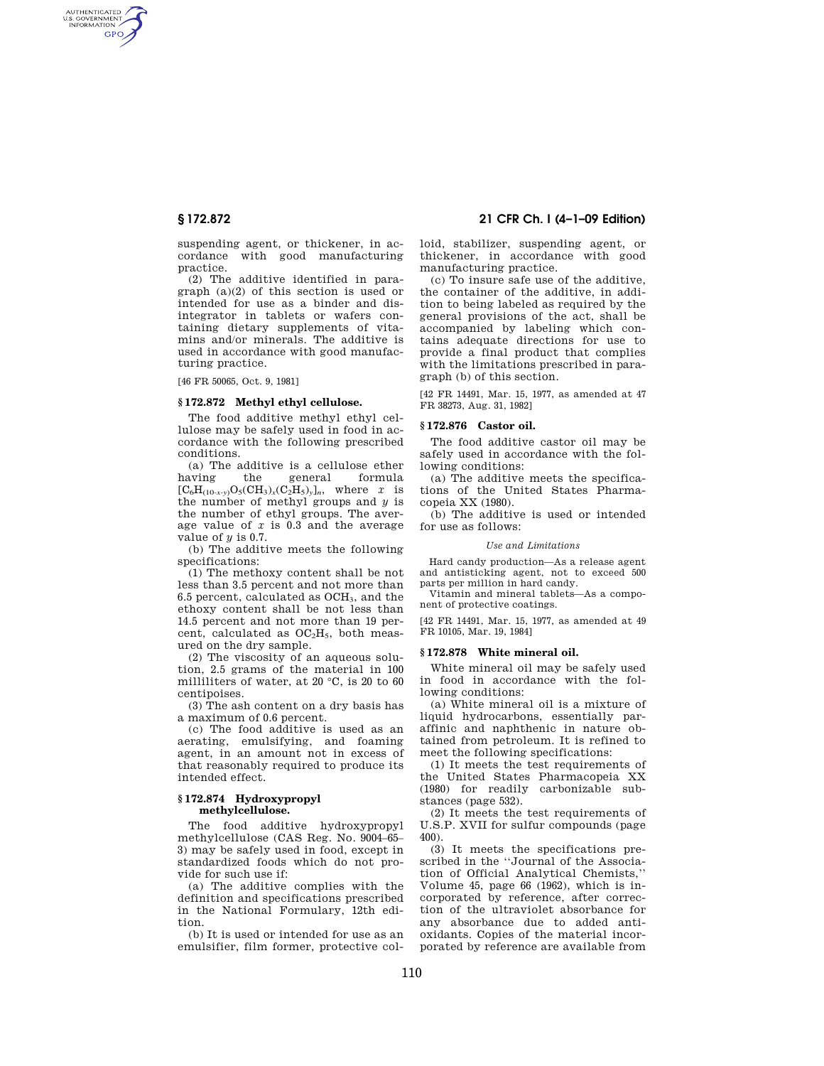suspending agent, or thickener, in accordance with good manufacturing practice.

(2) The additive identified in paragraph (a)(2) of this section is used or intended for use as a binder and disintegrator in tablets or wafers containing dietary supplements of vitamins and/or minerals. The additive is used in accordance with good manufacturing practice.

[46 FR 50065, Oct. 9, 1981]

## § 172.872 Methyl ethyl cellulose.

The food additive methyl ethyl cellulose may be safely used in food in accordance with the following prescribed conditions:

(a) The additive is a cellulose ether having the general formula $[C_6H_{(10-x-y)}O_5(CH_3)_x(C_2H_5)_y]_n$, where $x$ is the number of methyl groups and $y$ is the number of ethyl groups. The average value of $x$ is 0.3 and the average value of $y$ is 0.7.

(b) The additive meets the following specifications:

(1) The methoxy content shall be not less than 3.5 percent and not more than 6.5 percent, calculated as $OCH_3$, and the ethoxy content shall be not less than 14.5 percent and not more than 19 percent, calculated as $OC_2H_5$, both measured on the dry sample.

(2) The viscosity of an aqueous solution, 2.5 grams of the material in 100 milliliters of water, at 20 °C, is 20 to 60 centipoises.

(3) The ash content on a dry basis has a maximum of 0.6 percent.

(c) The food additive is used as an aerating, emulsifying, and foaming agent, in an amount not in excess of that reasonably required to produce its intended effect.

## § 172.874 Hydroxypropyl methylcellulose.

The food additive hydroxypropyl methylcellulose (CAS Reg. No. 9004–65–3) may be safely used in food, except in standardized foods which do not provide for such use if:

(a) The additive complies with the definition and specifications prescribed in the National Formulary, 12th edition.

(b) It is used or intended for use as an emulsifier, film former, protective colloid, stabilizer, suspending agent, or thickener, in accordance with good manufacturing practice.

(c) To insure safe use of the additive, the container of the additive, in addition to being labeled as required by the general provisions of the act, shall be accompanied by labeling which contains adequate directions for use to provide a final product that complies with the limitations prescribed in paragraph (b) of this section.

[42 FR 14491, Mar. 15, 1977, as amended at 47 FR 38273, Aug. 31, 1982]

## § 172.876 Castor oil.

The food additive castor oil may be safely used in accordance with the following conditions:

(a) The additive meets the specifications of the United States Pharmacopeia XX (1980).

(b) The additive is used or intended for use as follows:

*Use and Limitations*

Hard candy production—As a release agent and antisticking agent, not to exceed 500 parts per million in hard candy.

Vitamin and mineral tablets—As a component of protective coatings.

[42 FR 14491, Mar. 15, 1977, as amended at 49 FR 10105, Mar. 19, 1984]

## § 172.878 White mineral oil.

White mineral oil may be safely used in food in accordance with the following conditions:

(a) White mineral oil is a mixture of liquid hydrocarbons, essentially paraffinic and naphthenic in nature obtained from petroleum. It is refined to meet the following specifications:

(1) It meets the test requirements of the United States Pharmacopeia XX (1980) for readily carbonizable substances (page 532).

(2) It meets the test requirements of U.S.P. XVII for sulfur compounds (page 400).

(3) It meets the specifications prescribed in the ''Journal of the Association of Official Analytical Chemists,'' Volume 45, page 66 (1962), which is incorporated by reference, after correction of the ultraviolet absorbance for any absorbance due to added antioxidants. Copies of the material incorporated by reference are available from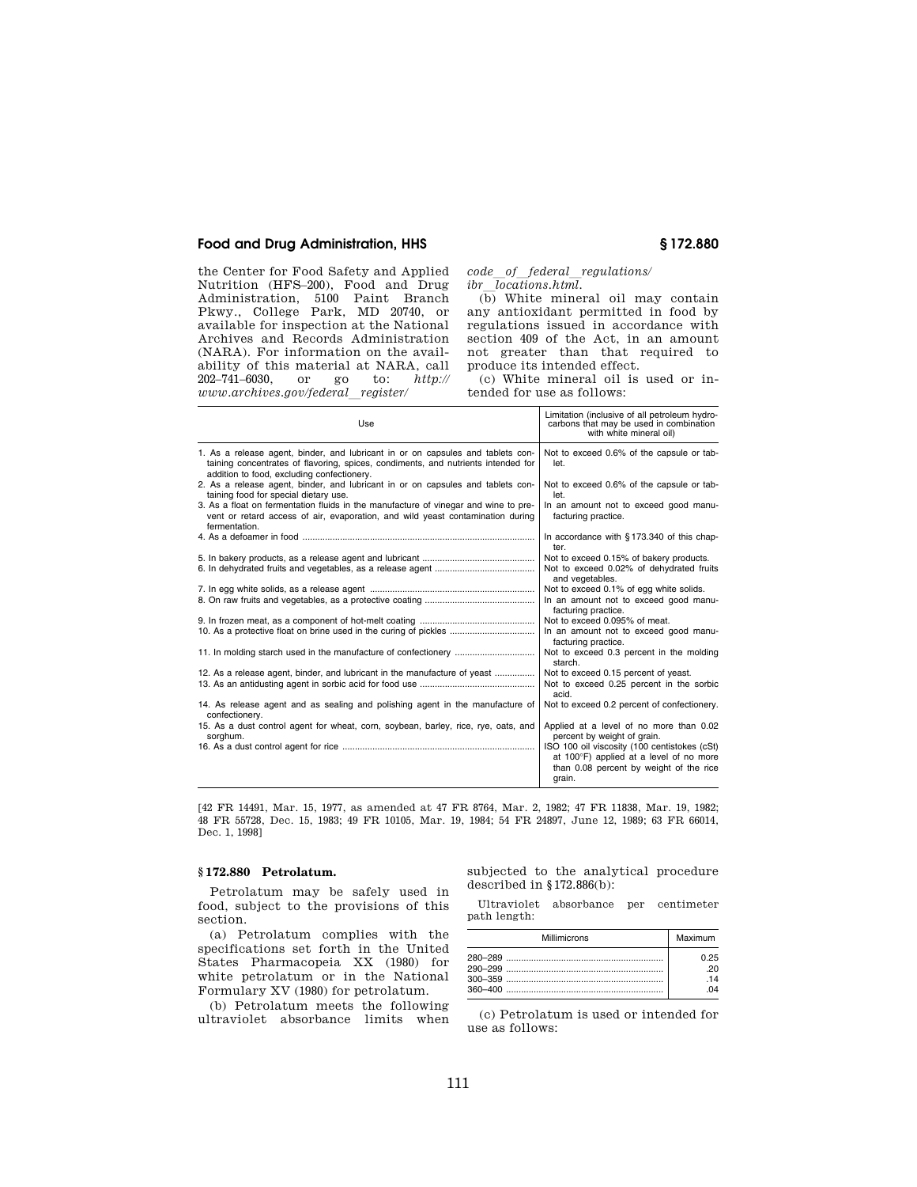the Center for Food Safety and Applied Nutrition (HFS–200), Food and Drug Administration, 5100 Paint Branch Pkwy., College Park, MD 20740, or available for inspection at the National Archives and Records Administration (NARA). For information on the availability of this material at NARA, call 202–741–6030, or go to: *http://www.archives.gov/federal_register/code_of_federal_regulations/ibr_locations.html.*

(b) White mineral oil may contain any antioxidant permitted in food by regulations issued in accordance with section 409 of the Act, in an amount not greater than that required to produce its intended effect.

(c) White mineral oil is used or intended for use as follows:

| Use | Limitation (inclusive of all petroleum hydrocarbons that may be used in combination with white mineral oil) |
|---|---|
| 1. As a release agent, binder, and lubricant in or on capsules and tablets containing concentrates of flavoring, spices, condiments, and nutrients intended for addition to food, excluding confectionery. | Not to exceed 0.6% of the capsule or tablet. |
| 2. As a release agent, binder, and lubricant in or on capsules and tablets containing food for special dietary use. | Not to exceed 0.6% of the capsule or tablet. |
| 3. As a float on fermentation fluids in the manufacture of vinegar and wine to prevent or retard access of air, evaporation, and wild yeast contamination during fermentation. | In an amount not to exceed good manufacturing practice. |
| 4. As a defoamer in food | In accordance with §173.340 of this chapter. |
| 5. In bakery products, as a release agent and lubricant | Not to exceed 0.15% of bakery products. |
| 6. In dehydrated fruits and vegetables, as a release agent | Not to exceed 0.02% of dehydrated fruits and vegetables. |
| 7. In egg white solids, as a release agent | Not to exceed 0.1% of egg white solids. |
| 8. On raw fruits and vegetables, as a protective coating | In an amount not to exceed good manufacturing practice. |
| 9. In frozen meat, as a component of hot-melt coating | Not to exceed 0.095% of meat. |
| 10. As a protective float on brine used in the curing of pickles | In an amount not to exceed good manufacturing practice. |
| 11. In molding starch used in the manufacture of confectionery | Not to exceed 0.3 percent in the molding starch. |
| 12. As a release agent, binder, and lubricant in the manufacture of yeast | Not to exceed 0.15 percent of yeast. |
| 13. As an antidusting agent in sorbic acid for food use | Not to exceed 0.25 percent in the sorbic acid. |
| 14. As release agent and as sealing and polishing agent in the manufacture of confectionery. | Not to exceed 0.2 percent of confectionery. |
| 15. As a dust control agent for wheat, corn, soybean, barley, rice, rye, oats, and sorghum. | Applied at a level of no more than 0.02 percent by weight of grain. |
| 16. As a dust control agent for rice | ISO 100 oil viscosity (100 centistokes (cSt) at 100°F) applied at a level of no more than 0.08 percent by weight of the rice grain. |

[42 FR 14491, Mar. 15, 1977, as amended at 47 FR 8764, Mar. 2, 1982; 47 FR 11838, Mar. 19, 1982; 48 FR 55728, Dec. 15, 1983; 49 FR 10105, Mar. 19, 1984; 54 FR 24897, June 12, 1989; 63 FR 66014, Dec. 1, 1998]

## § 172.880 Petrolatum.

Petrolatum may be safely used in food, subject to the provisions of this section.

(a) Petrolatum complies with the specifications set forth in the United States Pharmacopeia XX (1980) for white petrolatum or in the National Formulary XV (1980) for petrolatum.

(b) Petrolatum meets the following ultraviolet absorbance limits when subjected to the analytical procedure described in §172.886(b):

Ultraviolet absorbance per centimeter path length:

| Millimicrons | Maximum |
|---|---|
| 280–289 | 0.25 |
| 290–299 | .20 |
| 300–359 | .14 |
| 360–400 | .04 |

(c) Petrolatum is used or intended for use as follows: